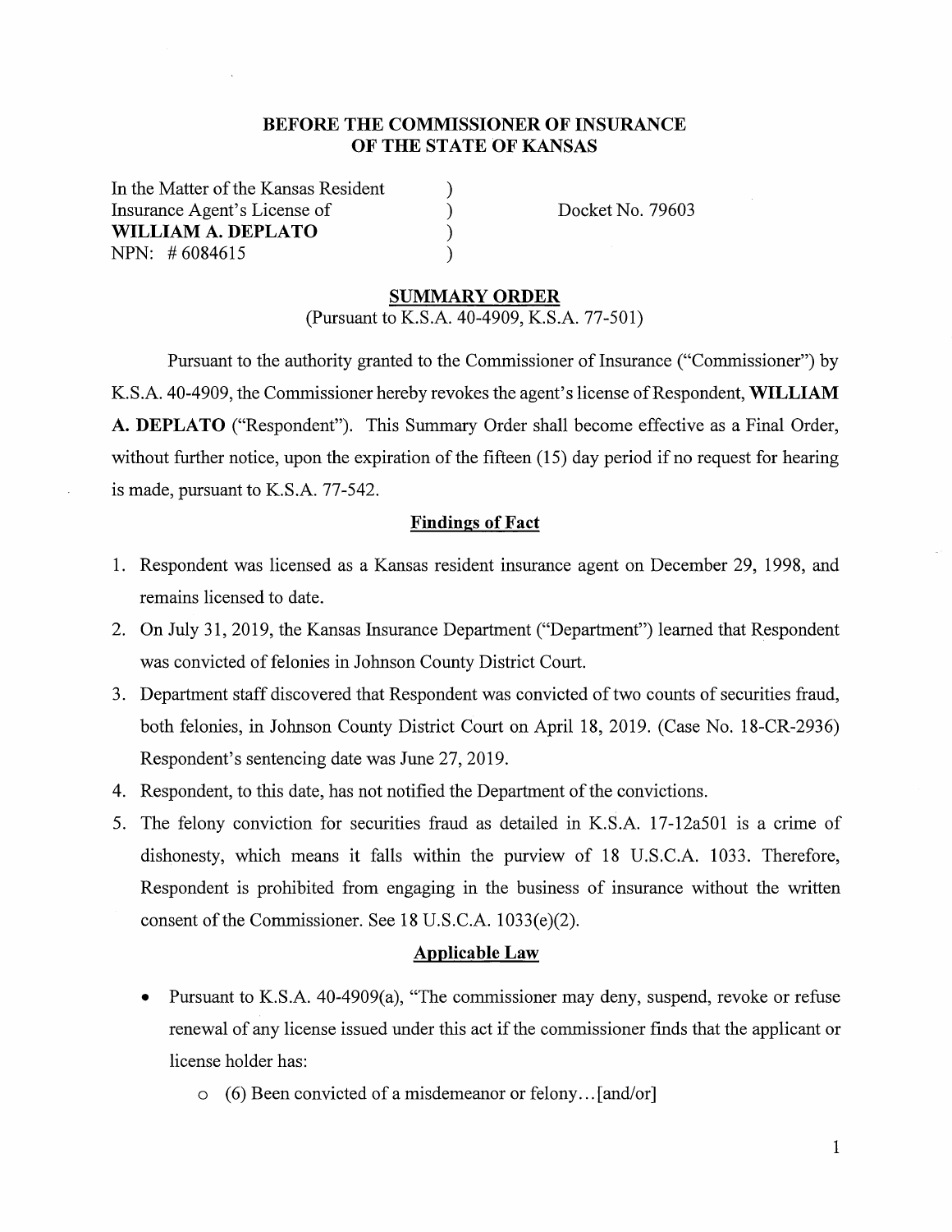**BEFORE THE COMMISSIONER OF INSURANCE**
**OF THE STATE OF KANSAS**

In the Matter of the Kansas Resident )
Insurance Agent's License of ) Docket No. 79603
**WILLIAM A. DEPLATO** )
NPN: # 6084615 )

## SUMMARY ORDER

(Pursuant to K.S.A. 40-4909, K.S.A. 77-501)

Pursuant to the authority granted to the Commissioner of Insurance ("Commissioner") by K.S.A. 40-4909, the Commissioner hereby revokes the agent's license of Respondent, **WILLIAM A. DEPLATO** ("Respondent"). This Summary Order shall become effective as a Final Order, without further notice, upon the expiration of the fifteen (15) day period if no request for hearing is made, pursuant to K.S.A. 77-542.

### Findings of Fact

1. Respondent was licensed as a Kansas resident insurance agent on December 29, 1998, and remains licensed to date.
2. On July 31, 2019, the Kansas Insurance Department ("Department") learned that Respondent was convicted of felonies in Johnson County District Court.
3. Department staff discovered that Respondent was convicted of two counts of securities fraud, both felonies, in Johnson County District Court on April 18, 2019. (Case No. 18-CR-2936) Respondent's sentencing date was June 27, 2019.
4. Respondent, to this date, has not notified the Department of the convictions.
5. The felony conviction for securities fraud as detailed in K.S.A. 17-12a501 is a crime of dishonesty, which means it falls within the purview of 18 U.S.C.A. 1033. Therefore, Respondent is prohibited from engaging in the business of insurance without the written consent of the Commissioner. See 18 U.S.C.A. 1033(e)(2).

### Applicable Law

- Pursuant to K.S.A. 40-4909(a), "The commissioner may deny, suspend, revoke or refuse renewal of any license issued under this act if the commissioner finds that the applicant or license holder has:
  - (6) Been convicted of a misdemeanor or felony...[and/or]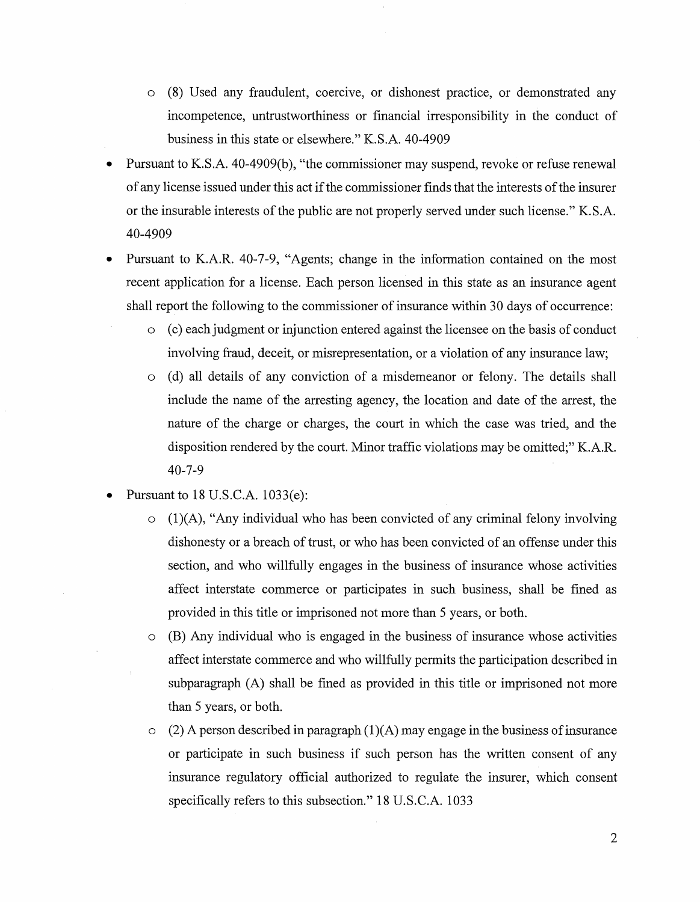- (8) Used any fraudulent, coercive, or dishonest practice, or demonstrated any incompetence, untrustworthiness or financial irresponsibility in the conduct of business in this state or elsewhere." K.S.A. 40-4909

- Pursuant to K.S.A. 40-4909(b), "the commissioner may suspend, revoke or refuse renewal of any license issued under this act if the commissioner finds that the interests of the insurer or the insurable interests of the public are not properly served under such license." K.S.A. 40-4909

- Pursuant to K.A.R. 40-7-9, "Agents; change in the information contained on the most recent application for a license. Each person licensed in this state as an insurance agent shall report the following to the commissioner of insurance within 30 days of occurrence:
  - (c) each judgment or injunction entered against the licensee on the basis of conduct involving fraud, deceit, or misrepresentation, or a violation of any insurance law;
  - (d) all details of any conviction of a misdemeanor or felony. The details shall include the name of the arresting agency, the location and date of the arrest, the nature of the charge or charges, the court in which the case was tried, and the disposition rendered by the court. Minor traffic violations may be omitted;" K.A.R. 40-7-9

- Pursuant to 18 U.S.C.A. 1033(e):
  - (1)(A), "Any individual who has been convicted of any criminal felony involving dishonesty or a breach of trust, or who has been convicted of an offense under this section, and who willfully engages in the business of insurance whose activities affect interstate commerce or participates in such business, shall be fined as provided in this title or imprisoned not more than 5 years, or both.
  - (B) Any individual who is engaged in the business of insurance whose activities affect interstate commerce and who willfully permits the participation described in subparagraph (A) shall be fined as provided in this title or imprisoned not more than 5 years, or both.
  - (2) A person described in paragraph (1)(A) may engage in the business of insurance or participate in such business if such person has the written consent of any insurance regulatory official authorized to regulate the insurer, which consent specifically refers to this subsection." 18 U.S.C.A. 1033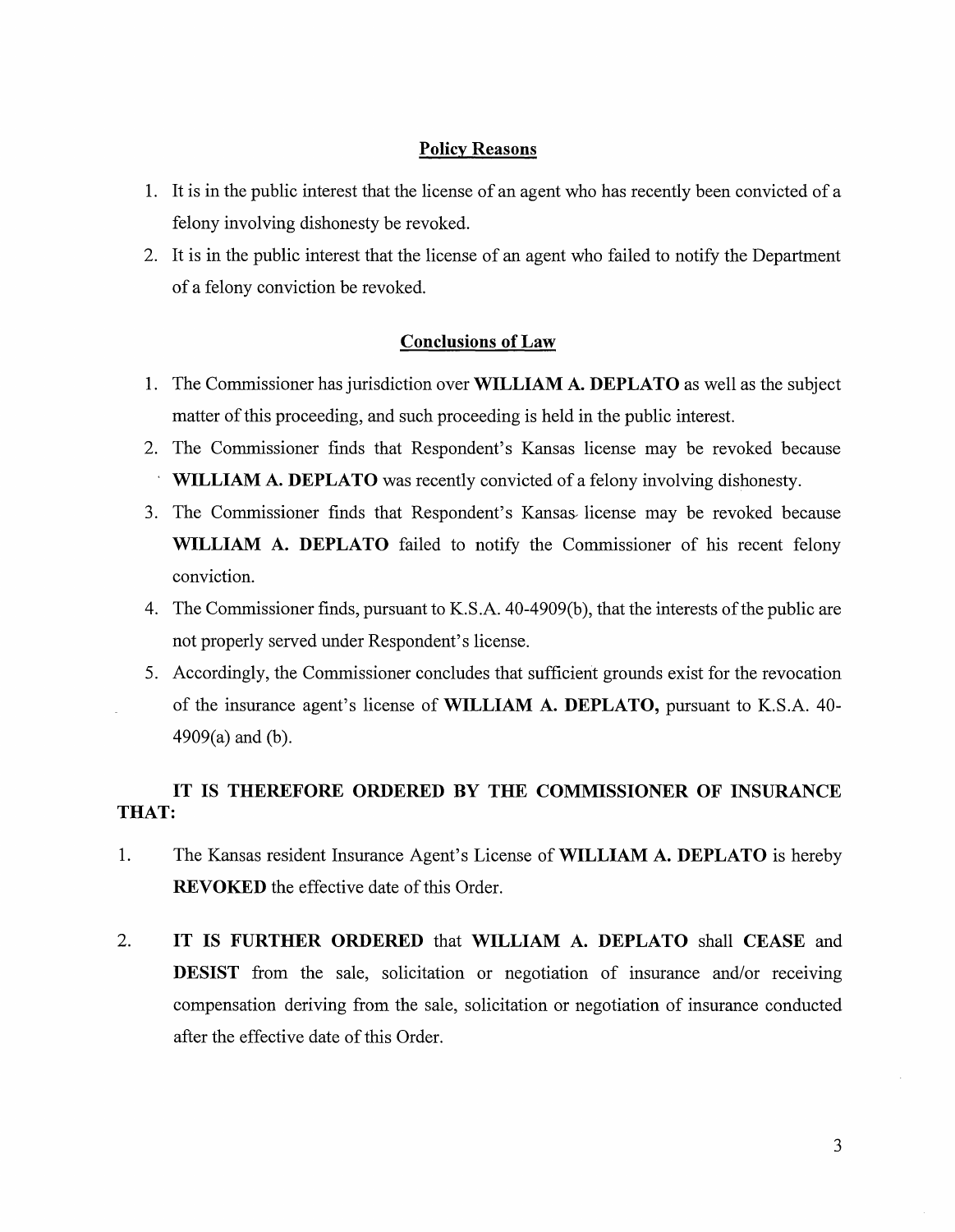## Policy Reasons

1. It is in the public interest that the license of an agent who has recently been convicted of a felony involving dishonesty be revoked.
2. It is in the public interest that the license of an agent who failed to notify the Department of a felony conviction be revoked.

## Conclusions of Law

1. The Commissioner has jurisdiction over **WILLIAM A. DEPLATO** as well as the subject matter of this proceeding, and such proceeding is held in the public interest.
2. The Commissioner finds that Respondent's Kansas license may be revoked because **WILLIAM A. DEPLATO** was recently convicted of a felony involving dishonesty.
3. The Commissioner finds that Respondent's Kansas license may be revoked because **WILLIAM A. DEPLATO** failed to notify the Commissioner of his recent felony conviction.
4. The Commissioner finds, pursuant to K.S.A. 40-4909(b), that the interests of the public are not properly served under Respondent's license.
5. Accordingly, the Commissioner concludes that sufficient grounds exist for the revocation of the insurance agent's license of **WILLIAM A. DEPLATO,** pursuant to K.S.A. 40-4909(a) and (b).

**IT IS THEREFORE ORDERED BY THE COMMISSIONER OF INSURANCE THAT:**

1. The Kansas resident Insurance Agent's License of **WILLIAM A. DEPLATO** is hereby **REVOKED** the effective date of this Order.

2. **IT IS FURTHER ORDERED** that **WILLIAM A. DEPLATO** shall **CEASE** and **DESIST** from the sale, solicitation or negotiation of insurance and/or receiving compensation deriving from the sale, solicitation or negotiation of insurance conducted after the effective date of this Order.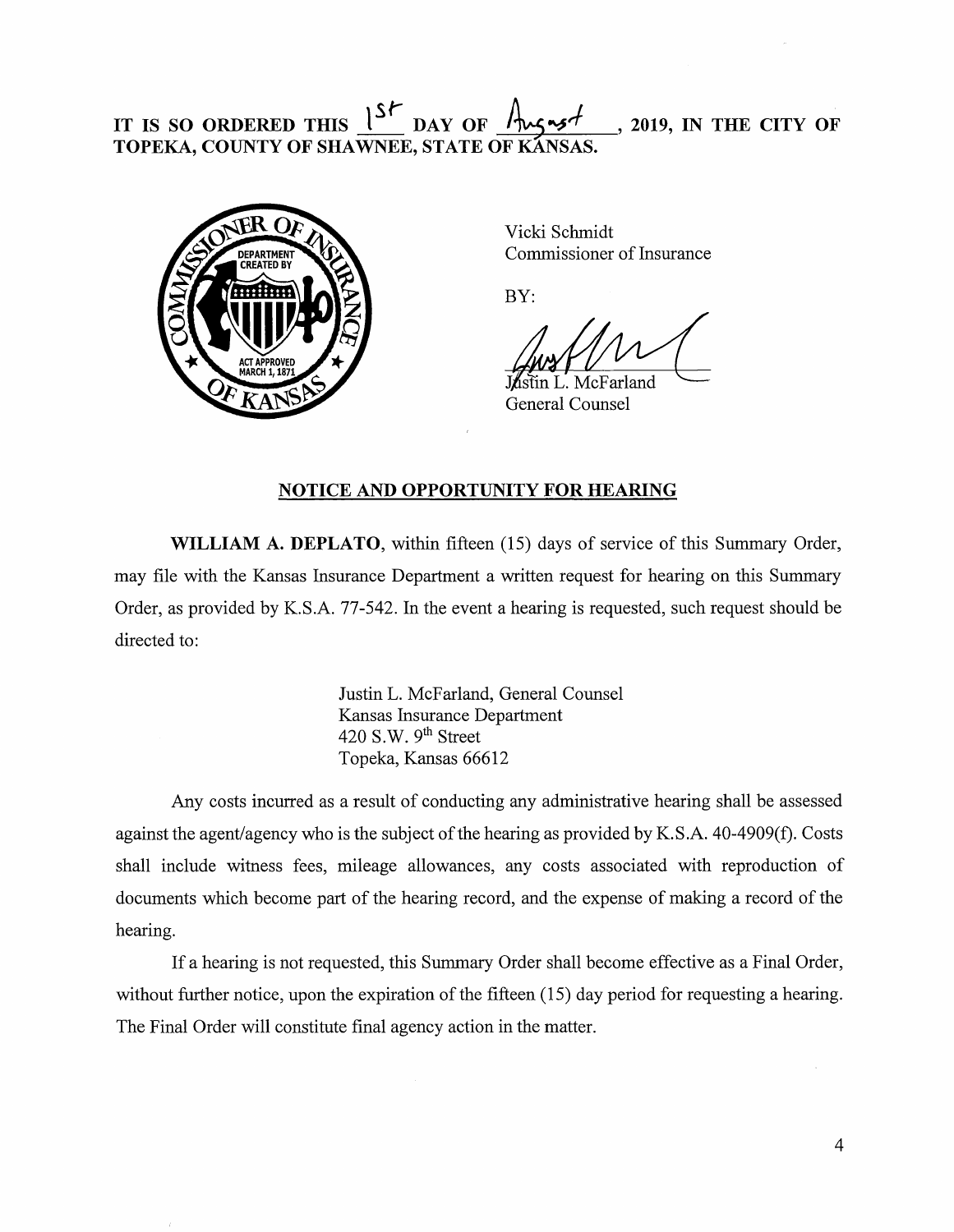**IT IS SO ORDERED THIS 1st DAY OF August, 2019, IN THE CITY OF TOPEKA, COUNTY OF SHAWNEE, STATE OF KANSAS.**

Vicki Schmidt
Commissioner of Insurance

BY:

Justin L. McFarland
General Counsel

## NOTICE AND OPPORTUNITY FOR HEARING

**WILLIAM A. DEPLATO**, within fifteen (15) days of service of this Summary Order, may file with the Kansas Insurance Department a written request for hearing on this Summary Order, as provided by K.S.A. 77-542. In the event a hearing is requested, such request should be directed to:

> Justin L. McFarland, General Counsel
> Kansas Insurance Department
> 420 S.W. 9th Street
> Topeka, Kansas 66612

Any costs incurred as a result of conducting any administrative hearing shall be assessed against the agent/agency who is the subject of the hearing as provided by K.S.A. 40-4909(f). Costs shall include witness fees, mileage allowances, any costs associated with reproduction of documents which become part of the hearing record, and the expense of making a record of the hearing.

If a hearing is not requested, this Summary Order shall become effective as a Final Order, without further notice, upon the expiration of the fifteen (15) day period for requesting a hearing. The Final Order will constitute final agency action in the matter.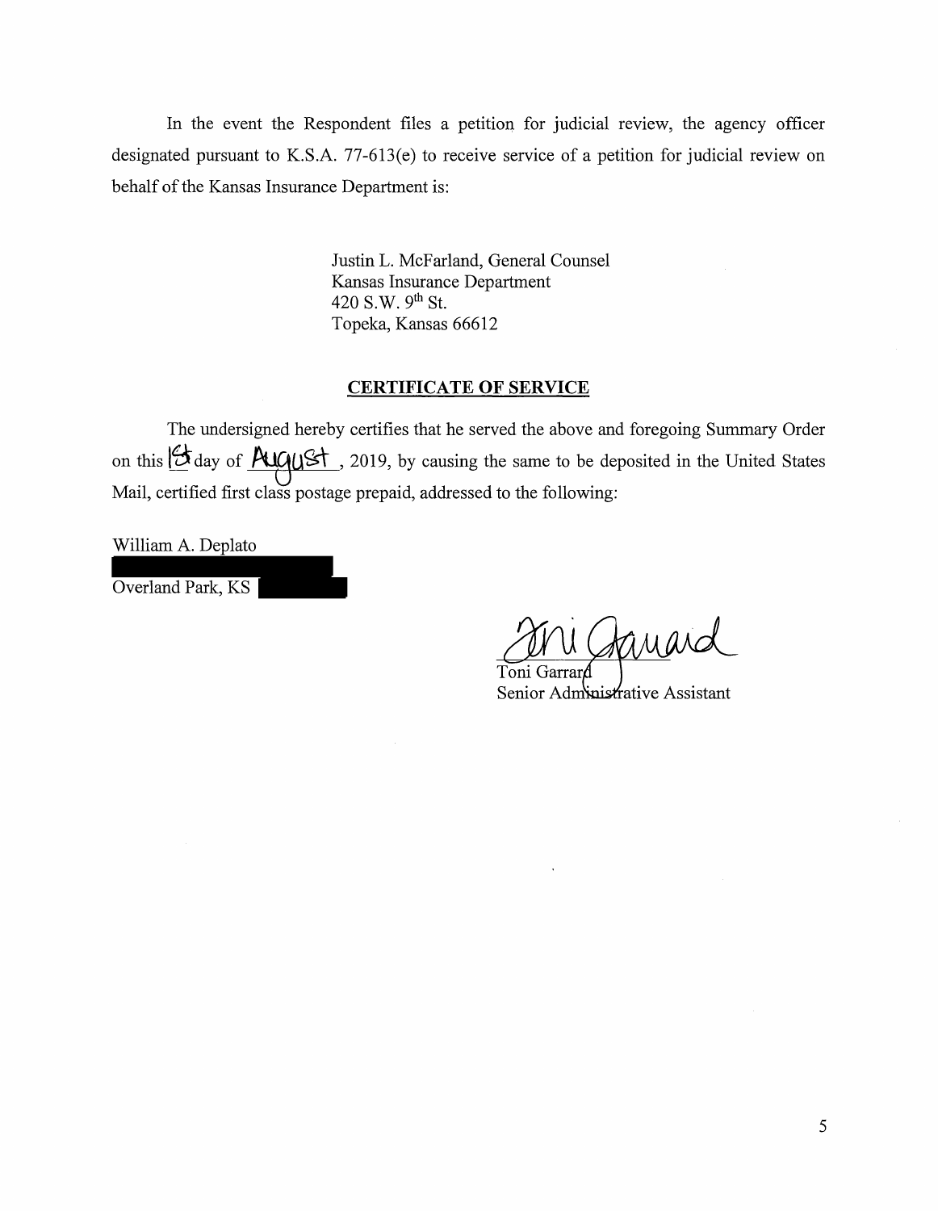In the event the Respondent files a petition for judicial review, the agency officer designated pursuant to K.S.A. 77-613(e) to receive service of a petition for judicial review on behalf of the Kansas Insurance Department is:

> Justin L. McFarland, General Counsel  
> Kansas Insurance Department  
> 420 S.W. 9th St.  
> Topeka, Kansas 66612

## CERTIFICATE OF SERVICE

The undersigned hereby certifies that he served the above and foregoing Summary Order on this 1st day of August, 2019, by causing the same to be deposited in the United States Mail, certified first class postage prepaid, addressed to the following:

William A. Deplato  
[REDACTED]  
Overland Park, KS [REDACTED]

Toni Garrard  
Senior Administrative Assistant